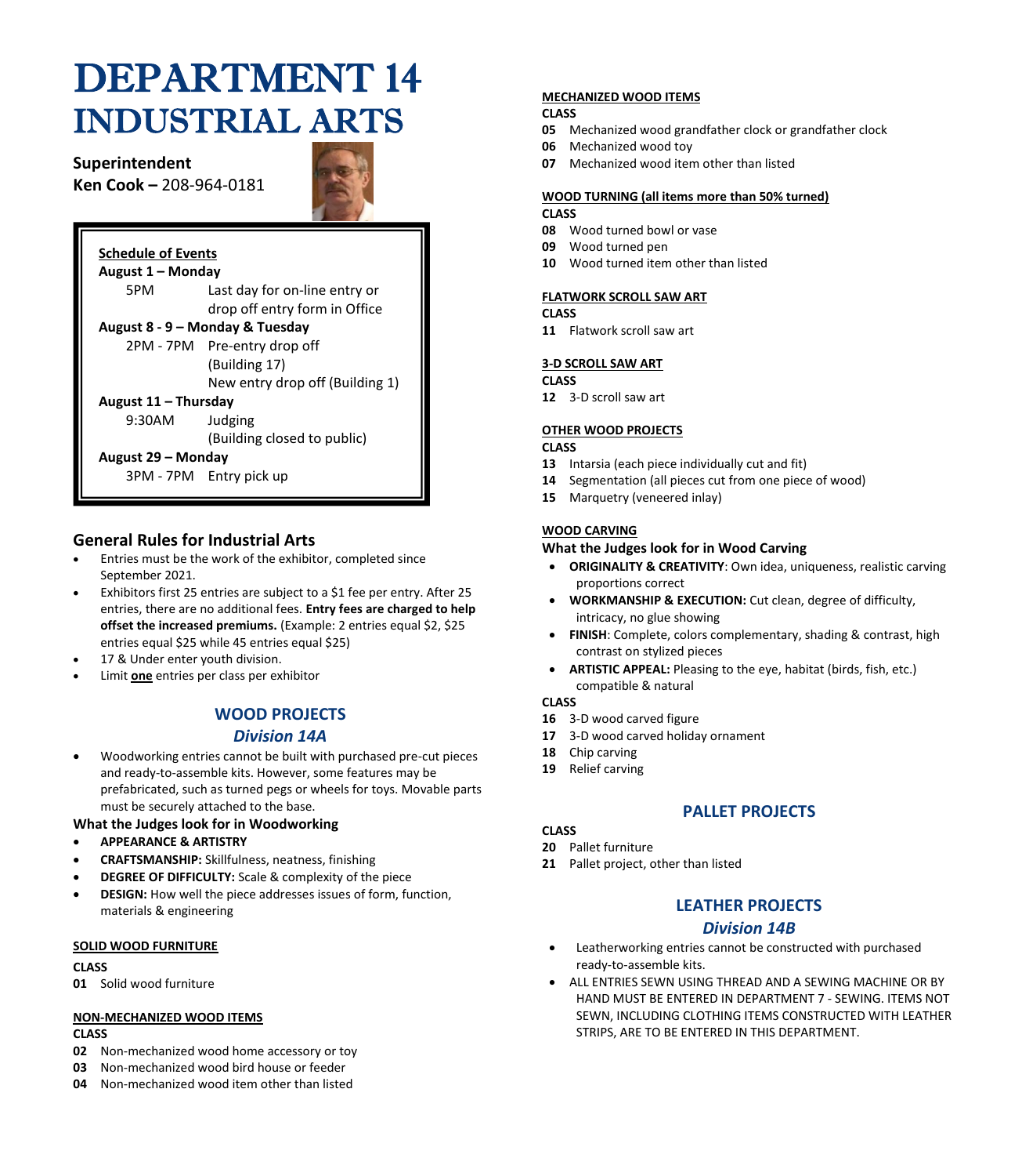# DEPARTMENT 14
# INDUSTRIAL ARTS

**Superintendent**
**Ken Cook –** 208-964-0181

**Schedule of Events**

**August 1 – Monday**
5PM — Last day for on-line entry or drop off entry form in Office

**August 8 - 9 – Monday & Tuesday**
2PM - 7PM — Pre-entry drop off (Building 17)
New entry drop off (Building 1)

**August 11 – Thursday**
9:30AM — Judging (Building closed to public)

**August 29 – Monday**
3PM - 7PM — Entry pick up

## General Rules for Industrial Arts

- Entries must be the work of the exhibitor, completed since September 2021.
- Exhibitors first 25 entries are subject to a $1 fee per entry. After 25 entries, there are no additional fees. **Entry fees are charged to help offset the increased premiums.** (Example: 2 entries equal $2, $25 entries equal $25 while 45 entries equal $25)
- 17 & Under enter youth division.
- Limit **one** entries per class per exhibitor

## WOOD PROJECTS
### *Division 14A*

- Woodworking entries cannot be built with purchased pre-cut pieces and ready-to-assemble kits. However, some features may be prefabricated, such as turned pegs or wheels for toys. Movable parts must be securely attached to the base.

**What the Judges look for in Woodworking**

- **APPEARANCE & ARTISTRY**
- **CRAFTSMANSHIP:** Skillfulness, neatness, finishing
- **DEGREE OF DIFFICULTY:** Scale & complexity of the piece
- **DESIGN:** How well the piece addresses issues of form, function, materials & engineering

**SOLID WOOD FURNITURE**

**CLASS**
**01** Solid wood furniture

**NON-MECHANIZED WOOD ITEMS**

**CLASS**
**02** Non-mechanized wood home accessory or toy
**03** Non-mechanized wood bird house or feeder
**04** Non-mechanized wood item other than listed

**MECHANIZED WOOD ITEMS**

**CLASS**
**05** Mechanized wood grandfather clock or grandfather clock
**06** Mechanized wood toy
**07** Mechanized wood item other than listed

**WOOD TURNING (all items more than 50% turned)**

**CLASS**
**08** Wood turned bowl or vase
**09** Wood turned pen
**10** Wood turned item other than listed

**FLATWORK SCROLL SAW ART**

**CLASS**
**11** Flatwork scroll saw art

**3-D SCROLL SAW ART**

**CLASS**
**12** 3-D scroll saw art

**OTHER WOOD PROJECTS**

**CLASS**
**13** Intarsia (each piece individually cut and fit)
**14** Segmentation (all pieces cut from one piece of wood)
**15** Marquetry (veneered inlay)

**WOOD CARVING**

**What the Judges look for in Wood Carving**

- **ORIGINALITY & CREATIVITY**: Own idea, uniqueness, realistic carving proportions correct
- **WORKMANSHIP & EXECUTION:** Cut clean, degree of difficulty, intricacy, no glue showing
- **FINISH**: Complete, colors complementary, shading & contrast, high contrast on stylized pieces
- **ARTISTIC APPEAL:** Pleasing to the eye, habitat (birds, fish, etc.) compatible & natural

**CLASS**
**16** 3-D wood carved figure
**17** 3-D wood carved holiday ornament
**18** Chip carving
**19** Relief carving

## PALLET PROJECTS

**CLASS**
**20** Pallet furniture
**21** Pallet project, other than listed

## LEATHER PROJECTS
### *Division 14B*

- Leatherworking entries cannot be constructed with purchased ready-to-assemble kits.
- ALL ENTRIES SEWN USING THREAD AND A SEWING MACHINE OR BY HAND MUST BE ENTERED IN DEPARTMENT 7 - SEWING. ITEMS NOT SEWN, INCLUDING CLOTHING ITEMS CONSTRUCTED WITH LEATHER STRIPS, ARE TO BE ENTERED IN THIS DEPARTMENT.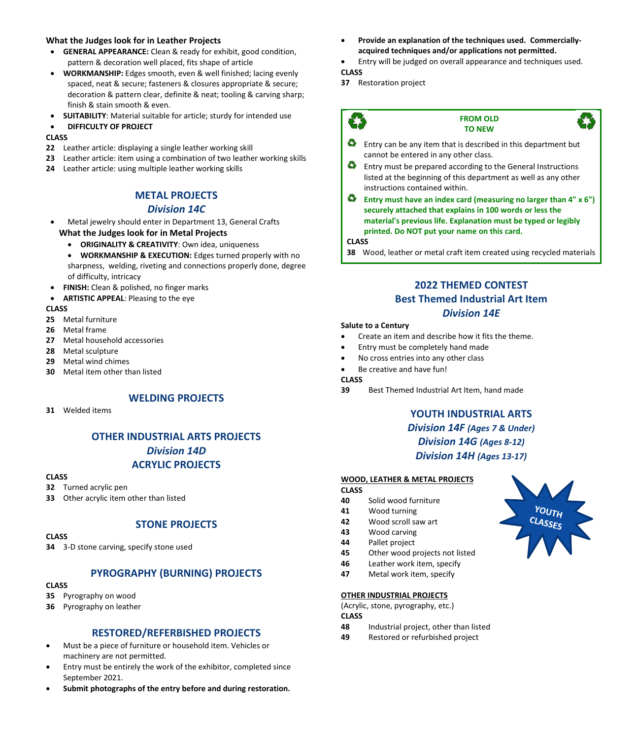**What the Judges look for in Leather Projects**

- **GENERAL APPEARANCE:** Clean & ready for exhibit, good condition, pattern & decoration well placed, fits shape of article
- **WORKMANSHIP:** Edges smooth, even & well finished; lacing evenly spaced, neat & secure; fasteners & closures appropriate & secure; decoration & pattern clear, definite & neat; tooling & carving sharp; finish & stain smooth & even.
- **SUITABILITY**: Material suitable for article; sturdy for intended use
- **DIFFICULTY OF PROJECT**

**CLASS**

**22** Leather article: displaying a single leather working skill
**23** Leather article: item using a combination of two leather working skills
**24** Leather article: using multiple leather working skills

## METAL PROJECTS
### *Division 14C*

- Metal jewelry should enter in Department 13, General Crafts

**What the Judges look for in Metal Projects**

- **ORIGINALITY & CREATIVITY**: Own idea, uniqueness
- **WORKMANSHIP & EXECUTION:** Edges turned properly with no sharpness, welding, riveting and connections properly done, degree of difficulty, intricacy
- **FINISH:** Clean & polished, no finger marks
- **ARTISTIC APPEAL**: Pleasing to the eye

**CLASS**

**25** Metal furniture
**26** Metal frame
**27** Metal household accessories
**28** Metal sculpture
**29** Metal wind chimes
**30** Metal item other than listed

## WELDING PROJECTS

**31** Welded items

## OTHER INDUSTRIAL ARTS PROJECTS
### *Division 14D*
## ACRYLIC PROJECTS

**CLASS**

**32** Turned acrylic pen
**33** Other acrylic item other than listed

## STONE PROJECTS

**CLASS**

**34** 3-D stone carving, specify stone used

## PYROGRAPHY (BURNING) PROJECTS

**CLASS**

**35** Pyrography on wood
**36** Pyrography on leather

## RESTORED/REFERBISHED PROJECTS

- Must be a piece of furniture or household item. Vehicles or machinery are not permitted.
- Entry must be entirely the work of the exhibitor, completed since September 2021.
- **Submit photographs of the entry before and during restoration.**
- **Provide an explanation of the techniques used. Commercially-acquired techniques and/or applications not permitted.**
- Entry will be judged on overall appearance and techniques used.

**CLASS**

**37** Restoration project

## FROM OLD TO NEW

- Entry can be any item that is described in this department but cannot be entered in any other class.
- Entry must be prepared according to the General Instructions listed at the beginning of this department as well as any other instructions contained within.
- **Entry must have an index card (measuring no larger than 4" x 6") securely attached that explains in 100 words or less the material's previous life. Explanation must be typed or legibly printed. Do NOT put your name on this card.**

**CLASS**

**38** Wood, leather or metal craft item created using recycled materials

## 2022 THEMED CONTEST
## Best Themed Industrial Art Item
### *Division 14E*

**Salute to a Century**

- Create an item and describe how it fits the theme.
- Entry must be completely hand made
- No cross entries into any other class
- Be creative and have fun!

**CLASS**

**39** Best Themed Industrial Art Item, hand made

## YOUTH INDUSTRIAL ARTS
### *Division 14F (Ages 7 & Under)*
### *Division 14G (Ages 8-12)*
### *Division 14H (Ages 13-17)*

YOUTH CLASSES

**WOOD, LEATHER & METAL PROJECTS**

**CLASS**

**40** Solid wood furniture
**41** Wood turning
**42** Wood scroll saw art
**43** Wood carving
**44** Pallet project
**45** Other wood projects not listed
**46** Leather work item, specify
**47** Metal work item, specify

**OTHER INDUSTRIAL PROJECTS**

(Acrylic, stone, pyrography, etc.)

**CLASS**

**48** Industrial project, other than listed
**49** Restored or refurbished project